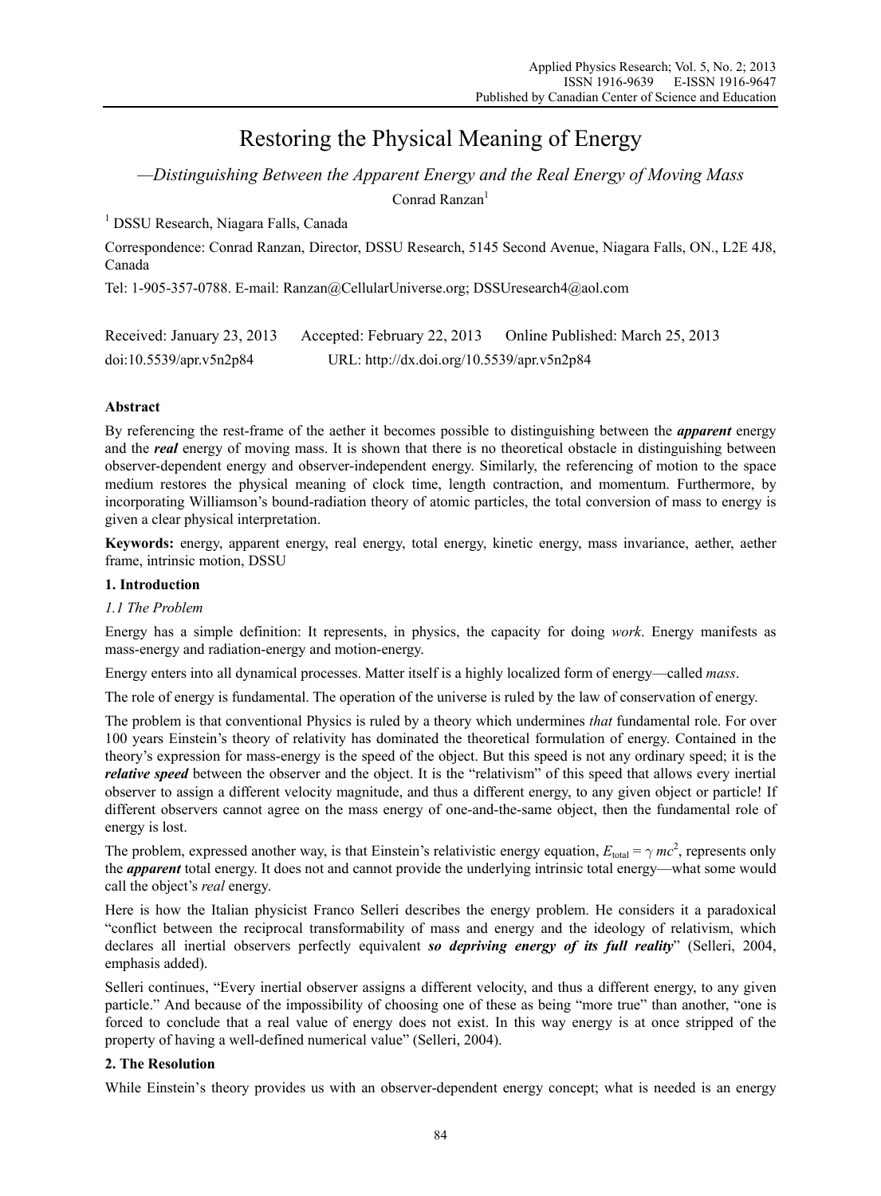# Restoring the Physical Meaning of Energy

## —*Distinguishing Between the Apparent Energy and the Real Energy of Moving Mass*

Conrad Ranzan[1]

[1] DSSU Research, Niagara Falls, Canada

Correspondence: Conrad Ranzan, Director, DSSU Research, 5145 Second Avenue, Niagara Falls, ON., L2E 4J8, Canada

Tel: 1-905-357-0788. E-mail: Ranzan@CellularUniverse.org; DSSUresearch4@aol.com

Received: January 23, 2013 Accepted: February 22, 2013 Online Published: March 25, 2013

doi:10.5539/apr.v5n2p84 URL: http://dx.doi.org/10.5539/apr.v5n2p84

### Abstract

By referencing the rest-frame of the aether it becomes possible to distinguishing between the ***apparent*** energy and the ***real*** energy of moving mass. It is shown that there is no theoretical obstacle in distinguishing between observer-dependent energy and observer-independent energy. Similarly, the referencing of motion to the space medium restores the physical meaning of clock time, length contraction, and momentum. Furthermore, by incorporating Williamson's bound-radiation theory of atomic particles, the total conversion of mass to energy is given a clear physical interpretation.

**Keywords:** energy, apparent energy, real energy, total energy, kinetic energy, mass invariance, aether, aether frame, intrinsic motion, DSSU

### 1. Introduction

#### *1.1 The Problem*

Energy has a simple definition: It represents, in physics, the capacity for doing *work*. Energy manifests as mass-energy and radiation-energy and motion-energy.

Energy enters into all dynamical processes. Matter itself is a highly localized form of energy—called *mass*.

The role of energy is fundamental. The operation of the universe is ruled by the law of conservation of energy.

The problem is that conventional Physics is ruled by a theory which undermines *that* fundamental role. For over 100 years Einstein's theory of relativity has dominated the theoretical formulation of energy. Contained in the theory's expression for mass-energy is the speed of the object. But this speed is not any ordinary speed; it is the ***relative speed*** between the observer and the object. It is the "relativism" of this speed that allows every inertial observer to assign a different velocity magnitude, and thus a different energy, to any given object or particle! If different observers cannot agree on the mass energy of one-and-the-same object, then the fundamental role of energy is lost.

The problem, expressed another way, is that Einstein's relativistic energy equation, $E_{\text{total}} = \gamma\, mc^2$, represents only the ***apparent*** total energy. It does not and cannot provide the underlying intrinsic total energy—what some would call the object's *real* energy.

Here is how the Italian physicist Franco Selleri describes the energy problem. He considers it a paradoxical "conflict between the reciprocal transformability of mass and energy and the ideology of relativism, which declares all inertial observers perfectly equivalent ***so depriving energy of its full reality***" (Selleri, 2004, emphasis added).

Selleri continues, "Every inertial observer assigns a different velocity, and thus a different energy, to any given particle." And because of the impossibility of choosing one of these as being "more true" than another, "one is forced to conclude that a real value of energy does not exist. In this way energy is at once stripped of the property of having a well-defined numerical value" (Selleri, 2004).

### 2. The Resolution

While Einstein's theory provides us with an observer-dependent energy concept; what is needed is an energy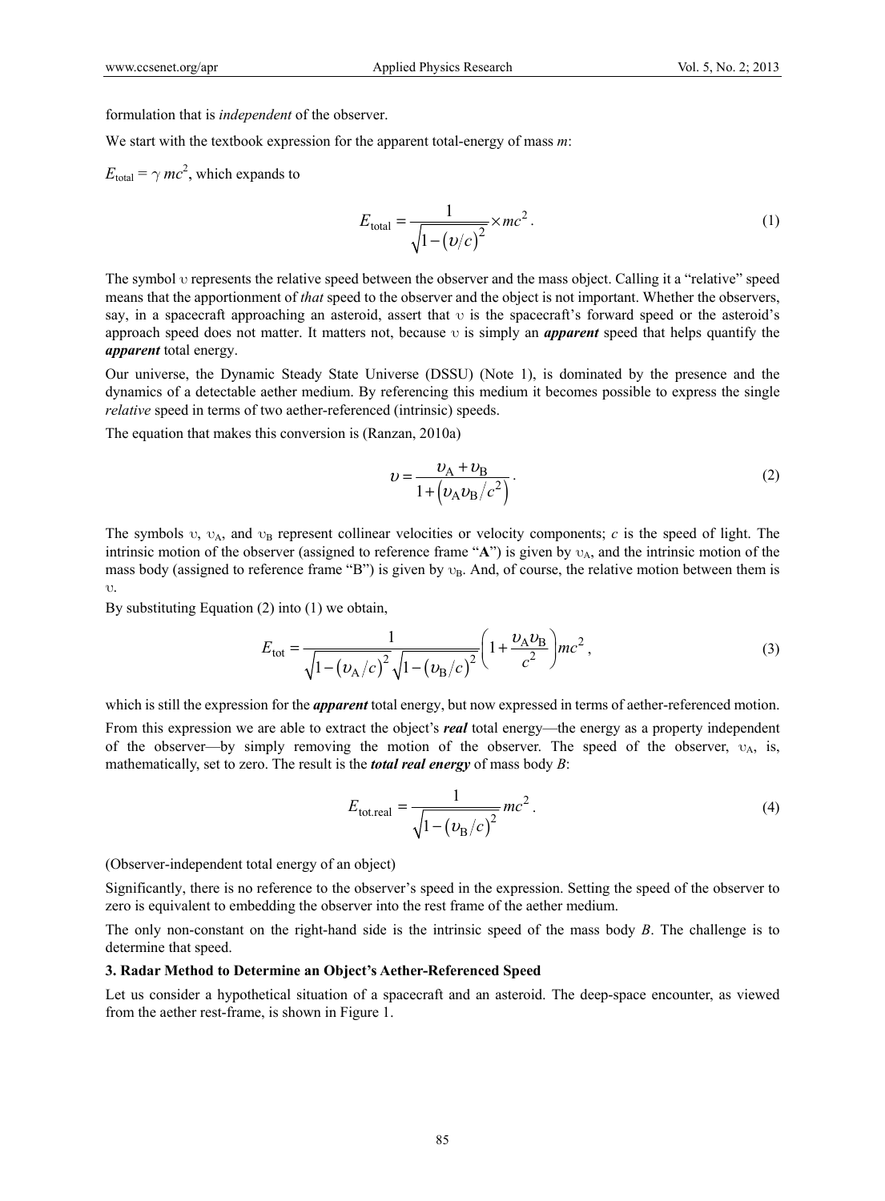formulation that is *independent* of the observer.

We start with the textbook expression for the apparent total-energy of mass $m$:

$E_{\text{total}} = \gamma\, mc^2$, which expands to

$$E_{\text{total}} = \frac{1}{\sqrt{1-\left(\upsilon/c\right)^2}} \times mc^2 \,. \tag{1}$$

The symbol $\upsilon$ represents the relative speed between the observer and the mass object. Calling it a "relative" speed means that the apportionment of *that* speed to the observer and the object is not important. Whether the observers, say, in a spacecraft approaching an asteroid, assert that $\upsilon$ is the spacecraft's forward speed or the asteroid's approach speed does not matter. It matters not, because $\upsilon$ is simply an ***apparent*** speed that helps quantify the ***apparent*** total energy.

Our universe, the Dynamic Steady State Universe (DSSU) (Note 1), is dominated by the presence and the dynamics of a detectable aether medium. By referencing this medium it becomes possible to express the single *relative* speed in terms of two aether-referenced (intrinsic) speeds.

The equation that makes this conversion is (Ranzan, 2010a)

$$\upsilon = \frac{\upsilon_{\text{A}} + \upsilon_{\text{B}}}{1+\left(\upsilon_{\text{A}}\upsilon_{\text{B}}/c^2\right)} \,. \tag{2}$$

The symbols $\upsilon$, $\upsilon_{\text{A}}$, and $\upsilon_{\text{B}}$ represent collinear velocities or velocity components; $c$ is the speed of light. The intrinsic motion of the observer (assigned to reference frame "**A**") is given by $\upsilon_{\text{A}}$, and the intrinsic motion of the mass body (assigned to reference frame "B") is given by $\upsilon_{\text{B}}$. And, of course, the relative motion between them is $\upsilon$.

By substituting Equation (2) into (1) we obtain,

$$E_{\text{tot}} = \frac{1}{\sqrt{1-\left(\upsilon_{\text{A}}/c\right)^2}\sqrt{1-\left(\upsilon_{\text{B}}/c\right)^2}}\left(1+\frac{\upsilon_{\text{A}}\upsilon_{\text{B}}}{c^2}\right)mc^2 \,, \tag{3}$$

which is still the expression for the ***apparent*** total energy, but now expressed in terms of aether-referenced motion.

From this expression we are able to extract the object's ***real*** total energy—the energy as a property independent of the observer—by simply removing the motion of the observer. The speed of the observer, $\upsilon_{\text{A}}$, is, mathematically, set to zero. The result is the ***total real energy*** of mass body $B$:

$$E_{\text{tot.real}} = \frac{1}{\sqrt{1-\left(\upsilon_{\text{B}}/c\right)^2}}\, mc^2 \,. \tag{4}$$

(Observer-independent total energy of an object)

Significantly, there is no reference to the observer's speed in the expression. Setting the speed of the observer to zero is equivalent to embedding the observer into the rest frame of the aether medium.

The only non-constant on the right-hand side is the intrinsic speed of the mass body $B$. The challenge is to determine that speed.

### 3. Radar Method to Determine an Object's Aether-Referenced Speed

Let us consider a hypothetical situation of a spacecraft and an asteroid. The deep-space encounter, as viewed from the aether rest-frame, is shown in Figure 1.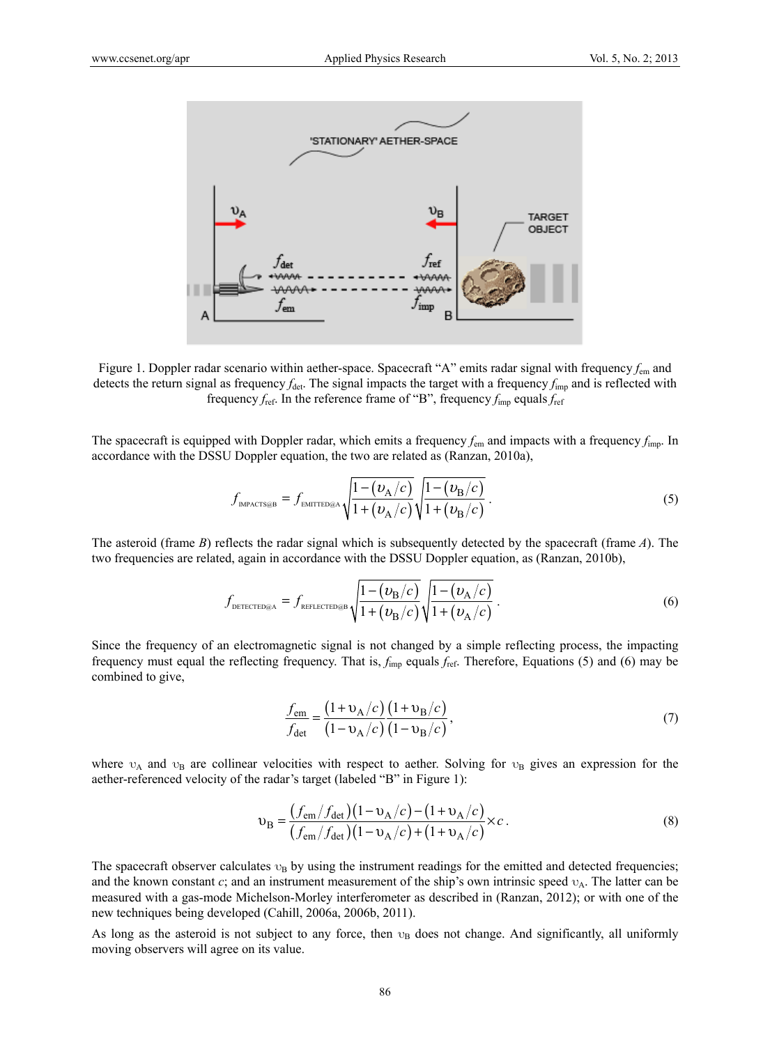Figure 1. Doppler radar scenario within aether-space. Spacecraft "A" emits radar signal with frequency $f_{em}$ and detects the return signal as frequency $f_{det}$. The signal impacts the target with a frequency $f_{imp}$ and is reflected with frequency $f_{ref}$. In the reference frame of "B", frequency $f_{imp}$ equals $f_{ref}$

The spacecraft is equipped with Doppler radar, which emits a frequency $f_{em}$ and impacts with a frequency $f_{imp}$. In accordance with the DSSU Doppler equation, the two are related as (Ranzan, 2010a),

$$f_{\text{IMPACTS@B}} = f_{\text{EMITTED@A}} \sqrt{\frac{1-(\upsilon_A/c)}{1+(\upsilon_A/c)}} \sqrt{\frac{1-(\upsilon_B/c)}{1+(\upsilon_B/c)}} . \tag{5}$$

The asteroid (frame *B*) reflects the radar signal which is subsequently detected by the spacecraft (frame *A*). The two frequencies are related, again in accordance with the DSSU Doppler equation, as (Ranzan, 2010b),

$$f_{\text{DETECTED@A}} = f_{\text{REFLECTED@B}} \sqrt{\frac{1-(\upsilon_B/c)}{1+(\upsilon_B/c)}} \sqrt{\frac{1-(\upsilon_A/c)}{1+(\upsilon_A/c)}} . \tag{6}$$

Since the frequency of an electromagnetic signal is not changed by a simple reflecting process, the impacting frequency must equal the reflecting frequency. That is, $f_{imp}$ equals $f_{ref}$. Therefore, Equations (5) and (6) may be combined to give,

$$\frac{f_{em}}{f_{det}} = \frac{(1+\upsilon_A/c)}{(1-\upsilon_A/c)} \frac{(1+\upsilon_B/c)}{(1-\upsilon_B/c)}, \tag{7}$$

where $\upsilon_A$ and $\upsilon_B$ are collinear velocities with respect to aether. Solving for $\upsilon_B$ gives an expression for the aether-referenced velocity of the radar's target (labeled "B" in Figure 1):

$$\upsilon_B = \frac{(f_{em}/f_{det})(1-\upsilon_A/c)-(1+\upsilon_A/c)}{(f_{em}/f_{det})(1-\upsilon_A/c)+(1+\upsilon_A/c)} \times c . \tag{8}$$

The spacecraft observer calculates $\upsilon_B$ by using the instrument readings for the emitted and detected frequencies; and the known constant *c*; and an instrument measurement of the ship's own intrinsic speed $\upsilon_A$. The latter can be measured with a gas-mode Michelson-Morley interferometer as described in (Ranzan, 2012); or with one of the new techniques being developed (Cahill, 2006a, 2006b, 2011).

As long as the asteroid is not subject to any force, then $\upsilon_B$ does not change. And significantly, all uniformly moving observers will agree on its value.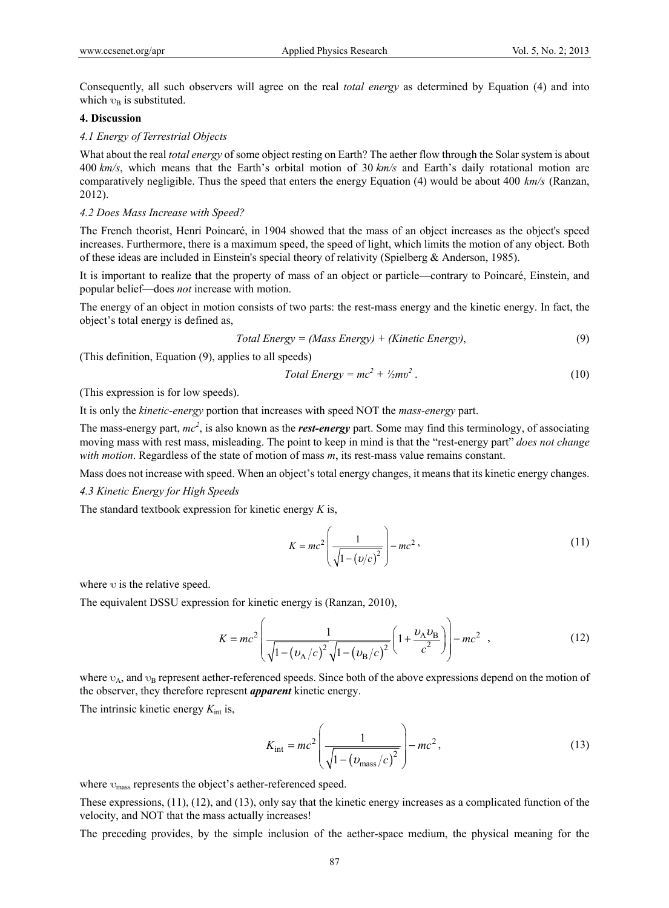Consequently, all such observers will agree on the real *total energy* as determined by Equation (4) and into which $\upsilon_B$ is substituted.

**4. Discussion**

*4.1 Energy of Terrestrial Objects*

What about the real *total energy* of some object resting on Earth? The aether flow through the Solar system is about 400 *km/s*, which means that the Earth's orbital motion of 30 *km/s* and Earth's daily rotational motion are comparatively negligible. Thus the speed that enters the energy Equation (4) would be about 400 *km/s* (Ranzan, 2012).

*4.2 Does Mass Increase with Speed?*

The French theorist, Henri Poincaré, in 1904 showed that the mass of an object increases as the object's speed increases. Furthermore, there is a maximum speed, the speed of light, which limits the motion of any object. Both of these ideas are included in Einstein's special theory of relativity (Spielberg & Anderson, 1985).

It is important to realize that the property of mass of an object or particle—contrary to Poincaré, Einstein, and popular belief—does *not* increase with motion.

The energy of an object in motion consists of two parts: the rest-mass energy and the kinetic energy. In fact, the object's total energy is defined as,

$$\textit{Total Energy} = \textit{(Mass Energy)} + \textit{(Kinetic Energy)}, \tag{9}$$

(This definition, Equation (9), applies to all speeds)

$$\textit{Total Energy} = mc^2 + \tfrac{1}{2}m\upsilon^2 . \tag{10}$$

(This expression is for low speeds).

It is only the *kinetic-energy* portion that increases with speed NOT the *mass-energy* part.

The mass-energy part, $mc^2$, is also known as the ***rest-energy*** part. Some may find this terminology, of associating moving mass with rest mass, misleading. The point to keep in mind is that the "rest-energy part" *does not change with motion*. Regardless of the state of motion of mass *m*, its rest-mass value remains constant.

Mass does not increase with speed. When an object's total energy changes, it means that its kinetic energy changes.

*4.3 Kinetic Energy for High Speeds*

The standard textbook expression for kinetic energy *K* is,

$$K = mc^2\left(\frac{1}{\sqrt{1-(\upsilon/c)^2}}\right) - mc^2 , \tag{11}$$

where $\upsilon$ is the relative speed.

The equivalent DSSU expression for kinetic energy is (Ranzan, 2010),

$$K = mc^2\left(\frac{1}{\sqrt{1-(\upsilon_A/c)^2}\sqrt{1-(\upsilon_B/c)^2}}\left(1+\frac{\upsilon_A\upsilon_B}{c^2}\right)\right) - mc^2 \;\;, \tag{12}$$

where $\upsilon_A$, and $\upsilon_B$ represent aether-referenced speeds. Since both of the above expressions depend on the motion of the observer, they therefore represent ***apparent*** kinetic energy.

The intrinsic kinetic energy $K_{int}$ is,

$$K_{int} = mc^2\left(\frac{1}{\sqrt{1-(\upsilon_{mass}/c)^2}}\right) - mc^2 , \tag{13}$$

where $\upsilon_{mass}$ represents the object's aether-referenced speed.

These expressions, (11), (12), and (13), only say that the kinetic energy increases as a complicated function of the velocity, and NOT that the mass actually increases!

The preceding provides, by the simple inclusion of the aether-space medium, the physical meaning for the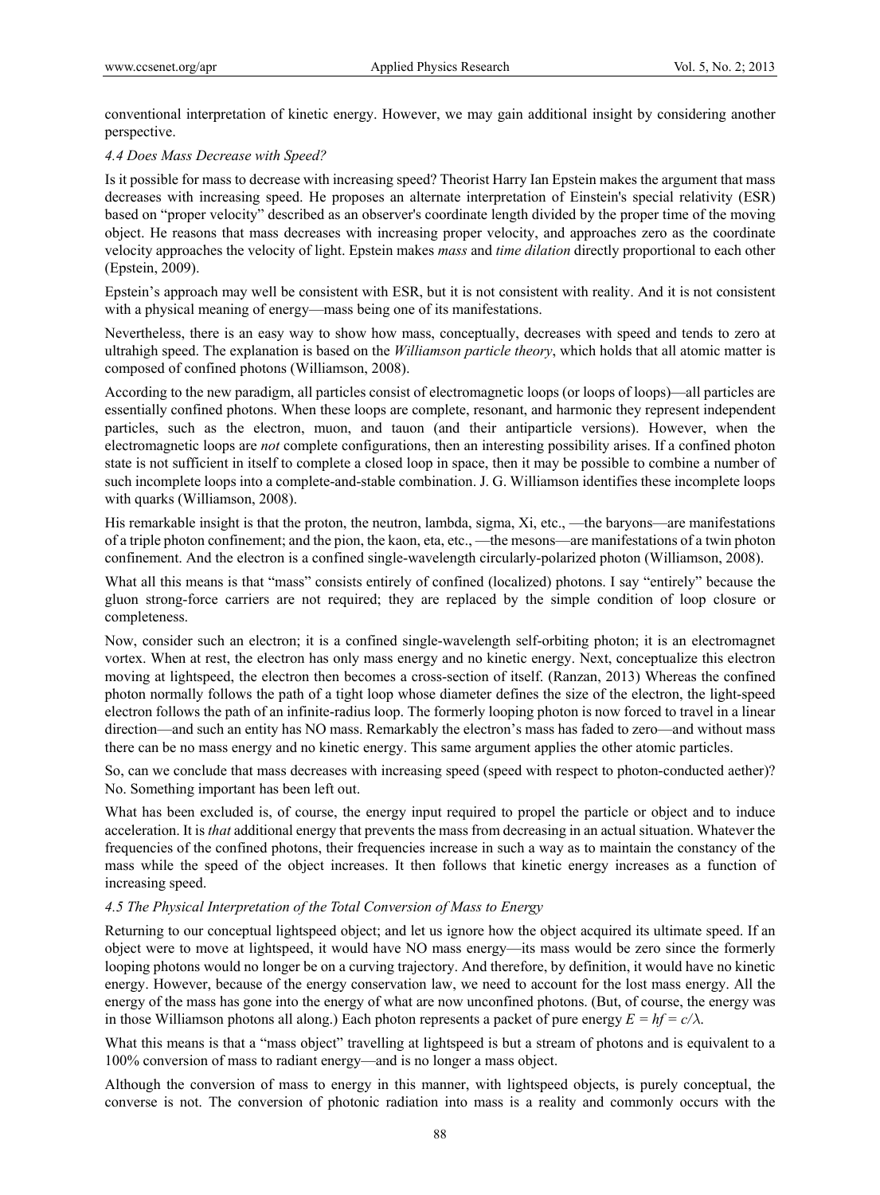conventional interpretation of kinetic energy. However, we may gain additional insight by considering another perspective.

### *4.4 Does Mass Decrease with Speed?*

Is it possible for mass to decrease with increasing speed? Theorist Harry Ian Epstein makes the argument that mass decreases with increasing speed. He proposes an alternate interpretation of Einstein's special relativity (ESR) based on "proper velocity" described as an observer's coordinate length divided by the proper time of the moving object. He reasons that mass decreases with increasing proper velocity, and approaches zero as the coordinate velocity approaches the velocity of light. Epstein makes *mass* and *time dilation* directly proportional to each other (Epstein, 2009).

Epstein's approach may well be consistent with ESR, but it is not consistent with reality. And it is not consistent with a physical meaning of energy—mass being one of its manifestations.

Nevertheless, there is an easy way to show how mass, conceptually, decreases with speed and tends to zero at ultrahigh speed. The explanation is based on the *Williamson particle theory*, which holds that all atomic matter is composed of confined photons (Williamson, 2008).

According to the new paradigm, all particles consist of electromagnetic loops (or loops of loops)—all particles are essentially confined photons. When these loops are complete, resonant, and harmonic they represent independent particles, such as the electron, muon, and tauon (and their antiparticle versions). However, when the electromagnetic loops are *not* complete configurations, then an interesting possibility arises. If a confined photon state is not sufficient in itself to complete a closed loop in space, then it may be possible to combine a number of such incomplete loops into a complete-and-stable combination. J. G. Williamson identifies these incomplete loops with quarks (Williamson, 2008).

His remarkable insight is that the proton, the neutron, lambda, sigma, Xi, etc., —the baryons—are manifestations of a triple photon confinement; and the pion, the kaon, eta, etc., —the mesons—are manifestations of a twin photon confinement. And the electron is a confined single-wavelength circularly-polarized photon (Williamson, 2008).

What all this means is that "mass" consists entirely of confined (localized) photons. I say "entirely" because the gluon strong-force carriers are not required; they are replaced by the simple condition of loop closure or completeness.

Now, consider such an electron; it is a confined single-wavelength self-orbiting photon; it is an electromagnet vortex. When at rest, the electron has only mass energy and no kinetic energy. Next, conceptualize this electron moving at lightspeed, the electron then becomes a cross-section of itself. (Ranzan, 2013) Whereas the confined photon normally follows the path of a tight loop whose diameter defines the size of the electron, the light-speed electron follows the path of an infinite-radius loop. The formerly looping photon is now forced to travel in a linear direction—and such an entity has NO mass. Remarkably the electron's mass has faded to zero—and without mass there can be no mass energy and no kinetic energy. This same argument applies the other atomic particles.

So, can we conclude that mass decreases with increasing speed (speed with respect to photon-conducted aether)? No. Something important has been left out.

What has been excluded is, of course, the energy input required to propel the particle or object and to induce acceleration. It is *that* additional energy that prevents the mass from decreasing in an actual situation. Whatever the frequencies of the confined photons, their frequencies increase in such a way as to maintain the constancy of the mass while the speed of the object increases. It then follows that kinetic energy increases as a function of increasing speed.

### *4.5 The Physical Interpretation of the Total Conversion of Mass to Energy*

Returning to our conceptual lightspeed object; and let us ignore how the object acquired its ultimate speed. If an object were to move at lightspeed, it would have NO mass energy—its mass would be zero since the formerly looping photons would no longer be on a curving trajectory. And therefore, by definition, it would have no kinetic energy. However, because of the energy conservation law, we need to account for the lost mass energy. All the energy of the mass has gone into the energy of what are now unconfined photons. (But, of course, the energy was in those Williamson photons all along.) Each photon represents a packet of pure energy $E = hf = c/\lambda$.

What this means is that a "mass object" travelling at lightspeed is but a stream of photons and is equivalent to a 100% conversion of mass to radiant energy—and is no longer a mass object.

Although the conversion of mass to energy in this manner, with lightspeed objects, is purely conceptual, the converse is not. The conversion of photonic radiation into mass is a reality and commonly occurs with the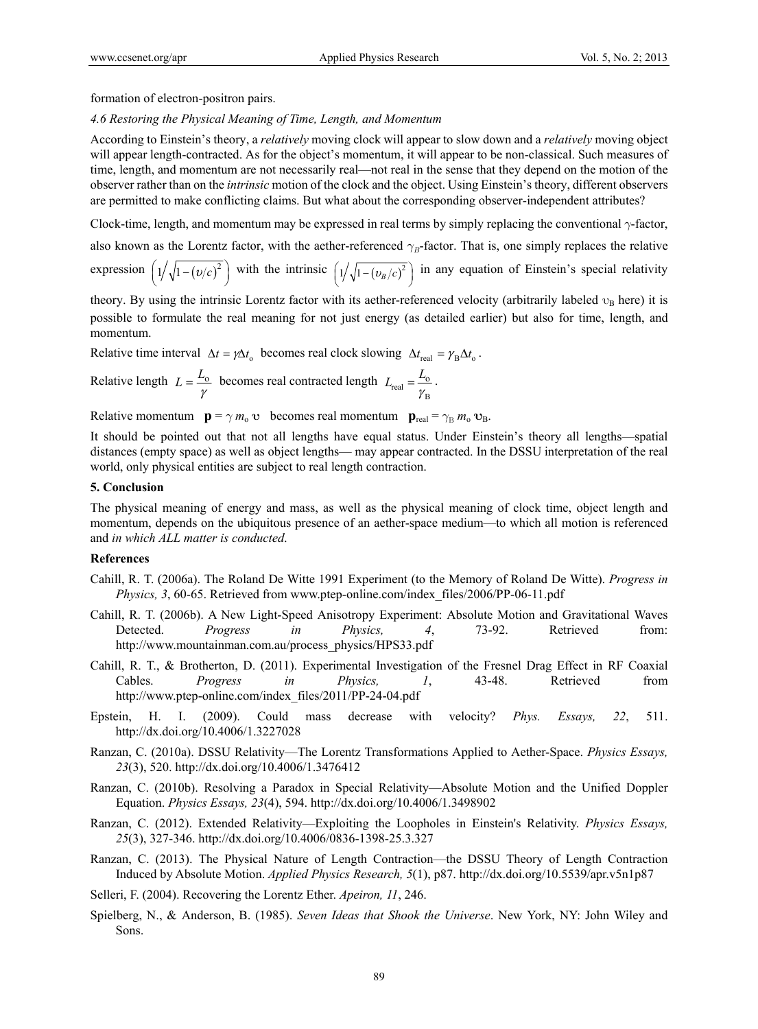formation of electron-positron pairs.

### *4.6 Restoring the Physical Meaning of Time, Length, and Momentum*

According to Einstein's theory, a *relatively* moving clock will appear to slow down and a *relatively* moving object will appear length-contracted. As for the object's momentum, it will appear to be non-classical. Such measures of time, length, and momentum are not necessarily real—not real in the sense that they depend on the motion of the observer rather than on the *intrinsic* motion of the clock and the object. Using Einstein's theory, different observers are permitted to make conflicting claims. But what about the corresponding observer-independent attributes?

Clock-time, length, and momentum may be expressed in real terms by simply replacing the conventional $\gamma$-factor, also known as the Lorentz factor, with the aether-referenced $\gamma_B$-factor. That is, one simply replaces the relative expression $\left(1\big/\sqrt{1-(\upsilon/c)^2}\right)$ with the intrinsic $\left(1\big/\sqrt{1-(\upsilon_B/c)^2}\right)$ in any equation of Einstein's special relativity theory. By using the intrinsic Lorentz factor with its aether-referenced velocity (arbitrarily labeled $\upsilon_B$ here) it is possible to formulate the real meaning for not just energy (as detailed earlier) but also for time, length, and momentum.

Relative time interval $\Delta t = \gamma \Delta t_o$ becomes real clock slowing $\Delta t_{real} = \gamma_B \Delta t_o$.

Relative length $L = \dfrac{L_o}{\gamma}$ becomes real contracted length $L_{real} = \dfrac{L_o}{\gamma_B}$.

Relative momentum $\mathbf{p} = \gamma\, m_o\, \boldsymbol{\upsilon}$ becomes real momentum $\mathbf{p}_{real} = \gamma_B\, m_o\, \boldsymbol{\upsilon}_B$.

It should be pointed out that not all lengths have equal status. Under Einstein's theory all lengths—spatial distances (empty space) as well as object lengths— may appear contracted. In the DSSU interpretation of the real world, only physical entities are subject to real length contraction.

## 5. Conclusion

The physical meaning of energy and mass, as well as the physical meaning of clock time, object length and momentum, depends on the ubiquitous presence of an aether-space medium—to which all motion is referenced and *in which ALL matter is conducted*.

## References

Cahill, R. T. (2006a). The Roland De Witte 1991 Experiment (to the Memory of Roland De Witte). *Progress in Physics, 3*, 60-65. Retrieved from www.ptep-online.com/index_files/2006/PP-06-11.pdf

Cahill, R. T. (2006b). A New Light-Speed Anisotropy Experiment: Absolute Motion and Gravitational Waves Detected. *Progress in Physics, 4*, 73-92. Retrieved from: http://www.mountainman.com.au/process_physics/HPS33.pdf

Cahill, R. T., & Brotherton, D. (2011). Experimental Investigation of the Fresnel Drag Effect in RF Coaxial Cables. *Progress in Physics, 1*, 43-48. Retrieved from http://www.ptep-online.com/index_files/2011/PP-24-04.pdf

Epstein, H. I. (2009). Could mass decrease with velocity? *Phys. Essays, 22*, 511. http://dx.doi.org/10.4006/1.3227028

Ranzan, C. (2010a). DSSU Relativity—The Lorentz Transformations Applied to Aether-Space. *Physics Essays, 23*(3), 520. http://dx.doi.org/10.4006/1.3476412

Ranzan, C. (2010b). Resolving a Paradox in Special Relativity—Absolute Motion and the Unified Doppler Equation. *Physics Essays, 23*(4), 594. http://dx.doi.org/10.4006/1.3498902

Ranzan, C. (2012). Extended Relativity—Exploiting the Loopholes in Einstein's Relativity. *Physics Essays, 25*(3), 327-346. http://dx.doi.org/10.4006/0836-1398-25.3.327

Ranzan, C. (2013). The Physical Nature of Length Contraction—the DSSU Theory of Length Contraction Induced by Absolute Motion. *Applied Physics Research, 5*(1), p87. http://dx.doi.org/10.5539/apr.v5n1p87

Selleri, F. (2004). Recovering the Lorentz Ether. *Apeiron, 11*, 246.

Spielberg, N., & Anderson, B. (1985). *Seven Ideas that Shook the Universe*. New York, NY: John Wiley and Sons.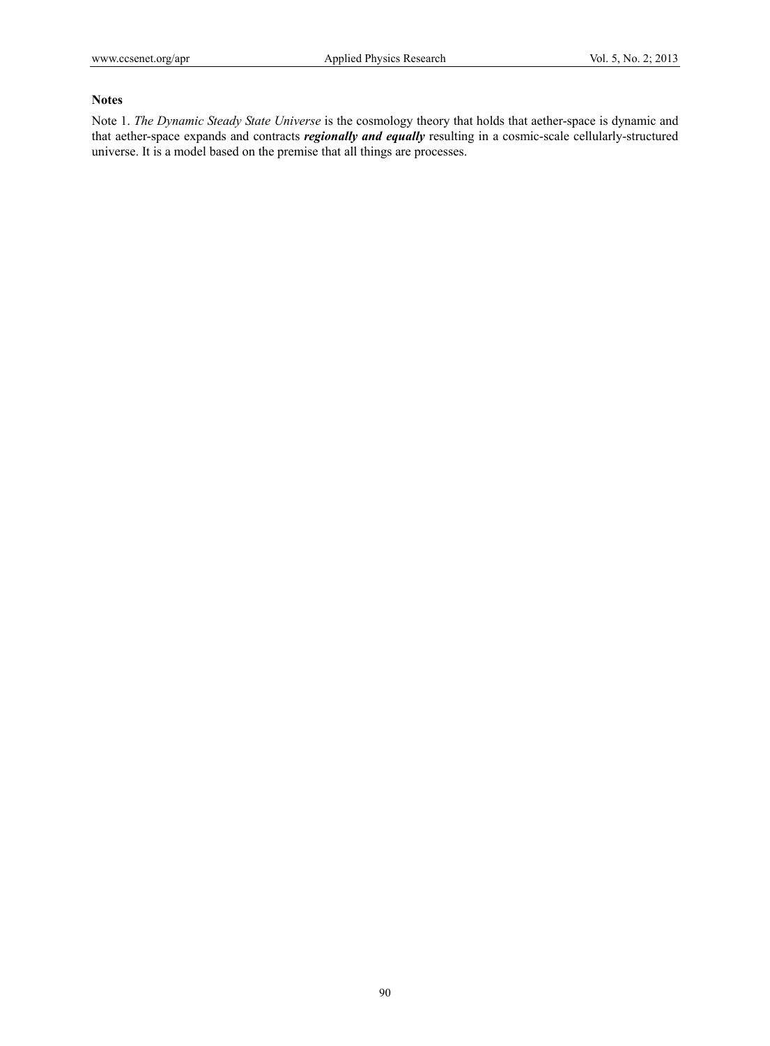## Notes

Note 1. *The Dynamic Steady State Universe* is the cosmology theory that holds that aether-space is dynamic and that aether-space expands and contracts ***regionally and equally*** resulting in a cosmic-scale cellularly-structured universe. It is a model based on the premise that all things are processes.